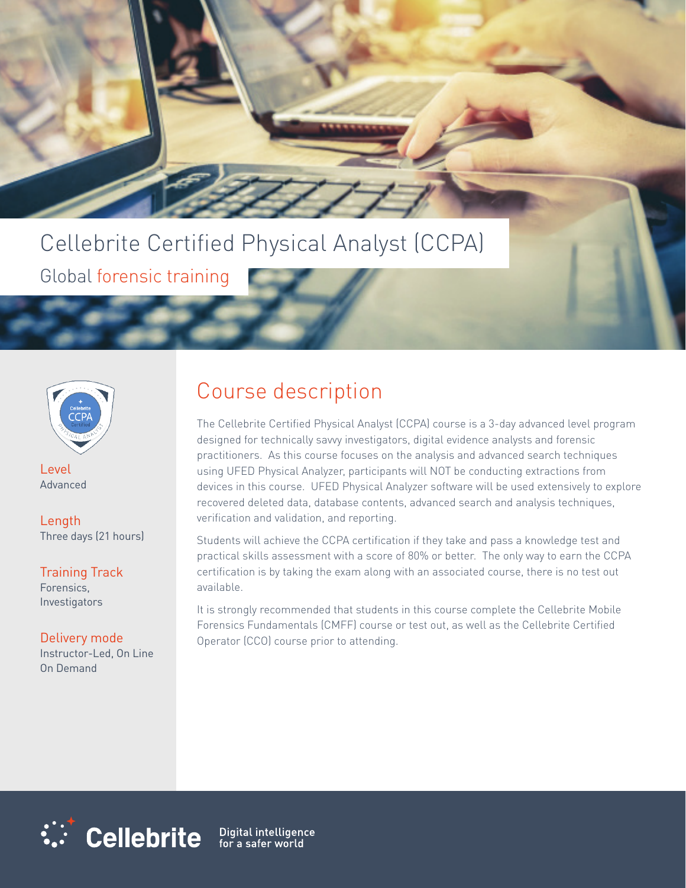# Cellebrite Certified Physical Analyst (CCPA)

Global forensic training

**Level**
Advanced

**Length**
Three days (21 hours)

**Training Track**
Forensics,
Investigators

**Delivery mode**
Instructor-Led, On Line
On Demand

## Course description

The Cellebrite Certified Physical Analyst (CCPA) course is a 3-day advanced level program designed for technically savvy investigators, digital evidence analysts and forensic practitioners. As this course focuses on the analysis and advanced search techniques using UFED Physical Analyzer, participants will NOT be conducting extractions from devices in this course. UFED Physical Analyzer software will be used extensively to explore recovered deleted data, database contents, advanced search and analysis techniques, verification and validation, and reporting.

Students will achieve the CCPA certification if they take and pass a knowledge test and practical skills assessment with a score of 80% or better. The only way to earn the CCPA certification is by taking the exam along with an associated course, there is no test out available.

It is strongly recommended that students in this course complete the Cellebrite Mobile Forensics Fundamentals (CMFF) course or test out, as well as the Cellebrite Certified Operator (CCO) course prior to attending.

Cellebrite — Digital intelligence for a safer world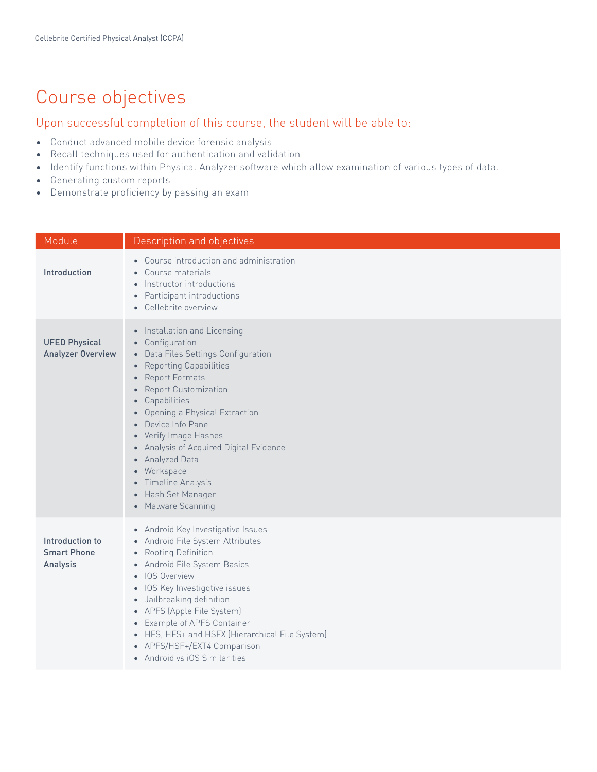# Course objectives

## Upon successful completion of this course, the student will be able to:

- Conduct advanced mobile device forensic analysis
- Recall techniques used for authentication and validation
- Identify functions within Physical Analyzer software which allow examination of various types of data.
- Generating custom reports
- Demonstrate proficiency by passing an exam

| Module | Description and objectives |
|---|---|
| **Introduction** | • Course introduction and administration<br>• Course materials<br>• Instructor introductions<br>• Participant introductions<br>• Cellebrite overview |
| **UFED Physical Analyzer Overview** | • Installation and Licensing<br>• Configuration<br>• Data Files Settings Configuration<br>• Reporting Capabilities<br>• Report Formats<br>• Report Customization<br>• Capabilities<br>• Opening a Physical Extraction<br>• Device Info Pane<br>• Verify Image Hashes<br>• Analysis of Acquired Digital Evidence<br>• Analyzed Data<br>• Workspace<br>• Timeline Analysis<br>• Hash Set Manager<br>• Malware Scanning |
| **Introduction to Smart Phone Analysis** | • Android Key Investigative Issues<br>• Android File System Attributes<br>• Rooting Definition<br>• Android File System Basics<br>• IOS Overview<br>• IOS Key Investigqtive issues<br>• Jailbreaking definition<br>• APFS (Apple File System)<br>• Example of APFS Container<br>• HFS, HFS+ and HSFX (Hierarchical File System)<br>• APFS/HSF+/EXT4 Comparison<br>• Android vs iOS Similarities |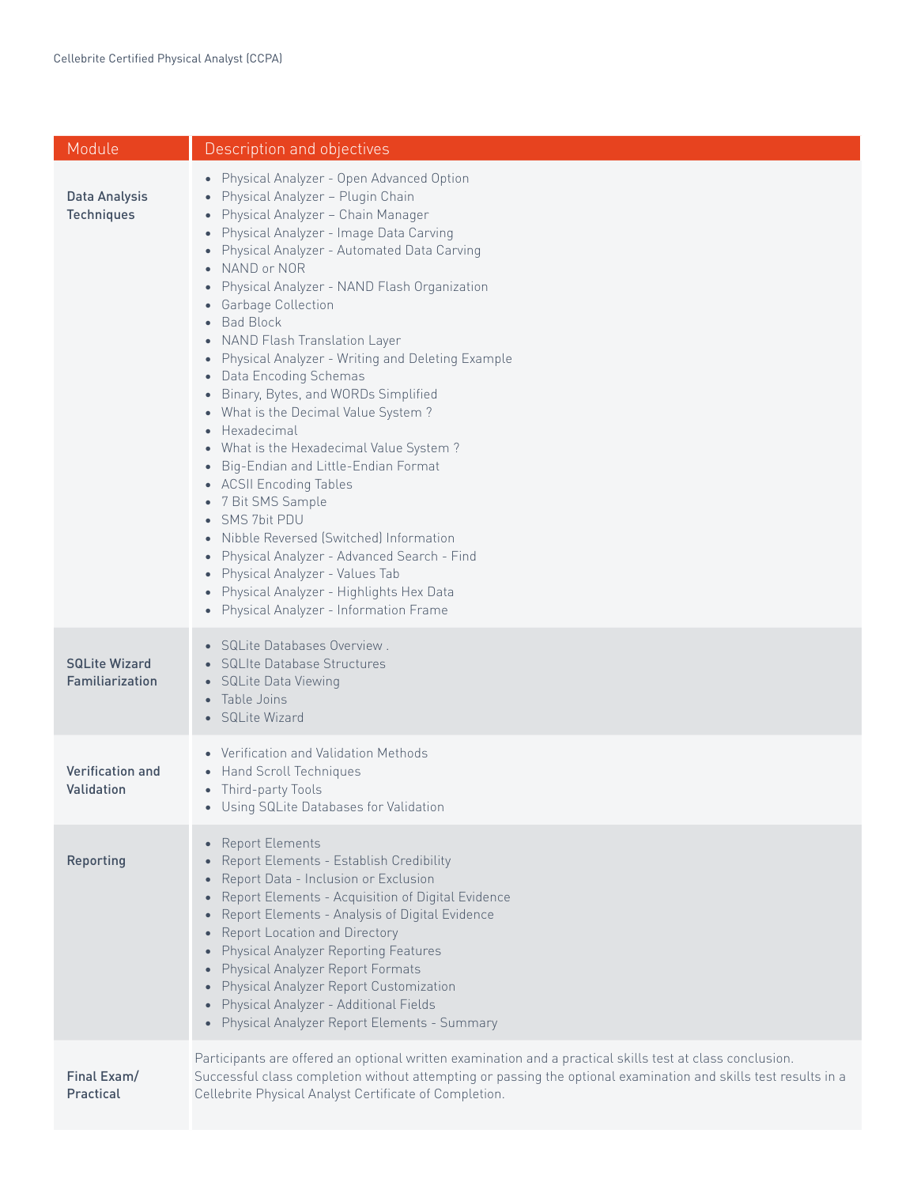| Module | Description and objectives |
| --- | --- |
| **Data Analysis Techniques** | • Physical Analyzer - Open Advanced Option<br>• Physical Analyzer – Plugin Chain<br>• Physical Analyzer – Chain Manager<br>• Physical Analyzer - Image Data Carving<br>• Physical Analyzer - Automated Data Carving<br>• NAND or NOR<br>• Physical Analyzer - NAND Flash Organization<br>• Garbage Collection<br>• Bad Block<br>• NAND Flash Translation Layer<br>• Physical Analyzer - Writing and Deleting Example<br>• Data Encoding Schemas<br>• Binary, Bytes, and WORDs Simplified<br>• What is the Decimal Value System ?<br>• Hexadecimal<br>• What is the Hexadecimal Value System ?<br>• Big-Endian and Little-Endian Format<br>• ACSII Encoding Tables<br>• 7 Bit SMS Sample<br>• SMS 7bit PDU<br>• Nibble Reversed (Switched) Information<br>• Physical Analyzer - Advanced Search - Find<br>• Physical Analyzer - Values Tab<br>• Physical Analyzer - Highlights Hex Data<br>• Physical Analyzer - Information Frame |
| **SQLite Wizard Familiarization** | • SQLite Databases Overview .<br>• SQLIte Database Structures<br>• SQLite Data Viewing<br>• Table Joins<br>• SQLite Wizard |
| **Verification and Validation** | • Verification and Validation Methods<br>• Hand Scroll Techniques<br>• Third-party Tools<br>• Using SQLite Databases for Validation |
| **Reporting** | • Report Elements<br>• Report Elements - Establish Credibility<br>• Report Data - Inclusion or Exclusion<br>• Report Elements - Acquisition of Digital Evidence<br>• Report Elements - Analysis of Digital Evidence<br>• Report Location and Directory<br>• Physical Analyzer Reporting Features<br>• Physical Analyzer Report Formats<br>• Physical Analyzer Report Customization<br>• Physical Analyzer - Additional Fields<br>• Physical Analyzer Report Elements - Summary |
| **Final Exam/ Practical** | Participants are offered an optional written examination and a practical skills test at class conclusion. Successful class completion without attempting or passing the optional examination and skills test results in a Cellebrite Physical Analyst Certificate of Completion. |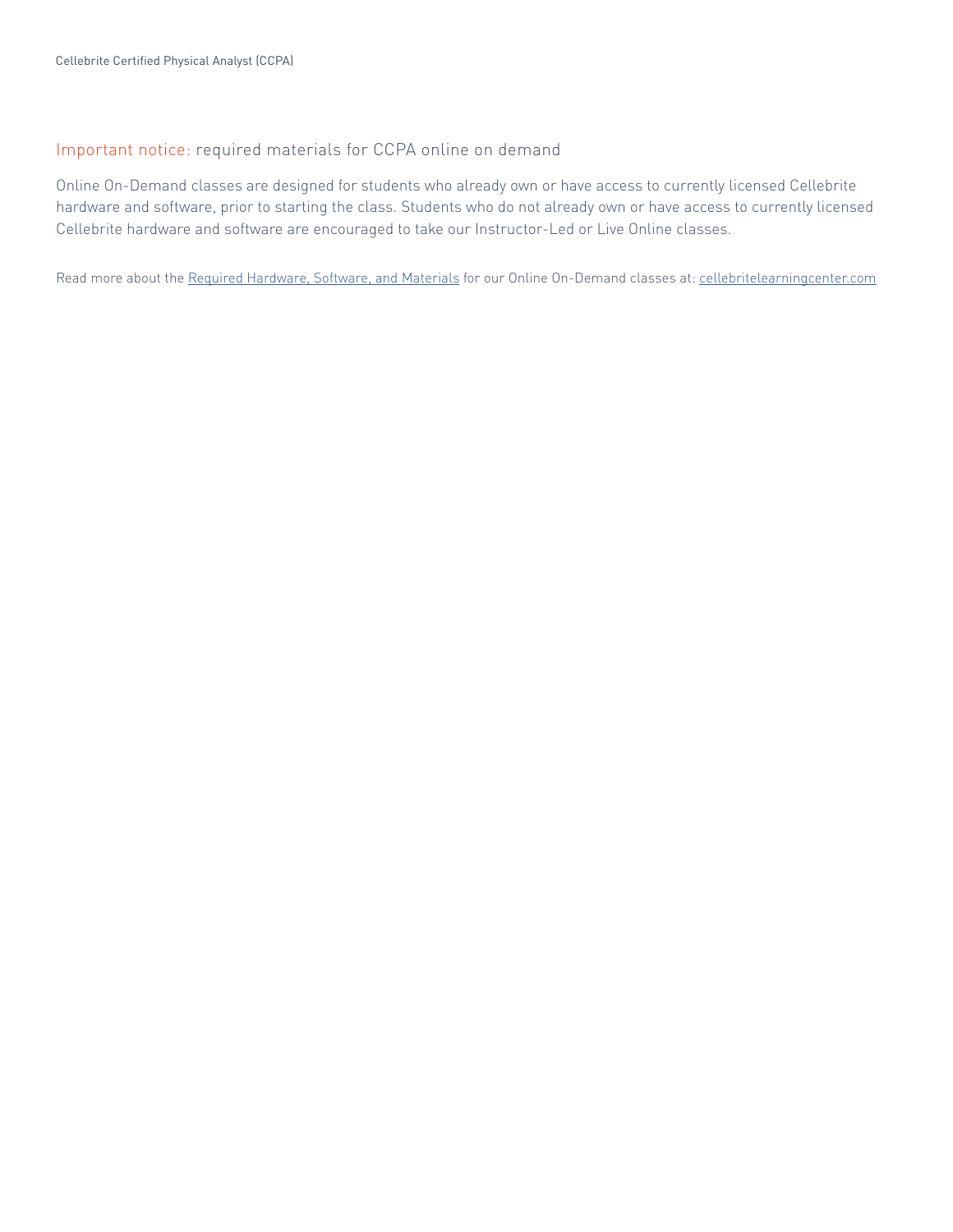## Important notice: required materials for CCPA online on demand

Online On-Demand classes are designed for students who already own or have access to currently licensed Cellebrite hardware and software, prior to starting the class. Students who do not already own or have access to currently licensed Cellebrite hardware and software are encouraged to take our Instructor-Led or Live Online classes.

Read more about the Required Hardware, Software, and Materials for our Online On-Demand classes at: cellebritelearningcenter.com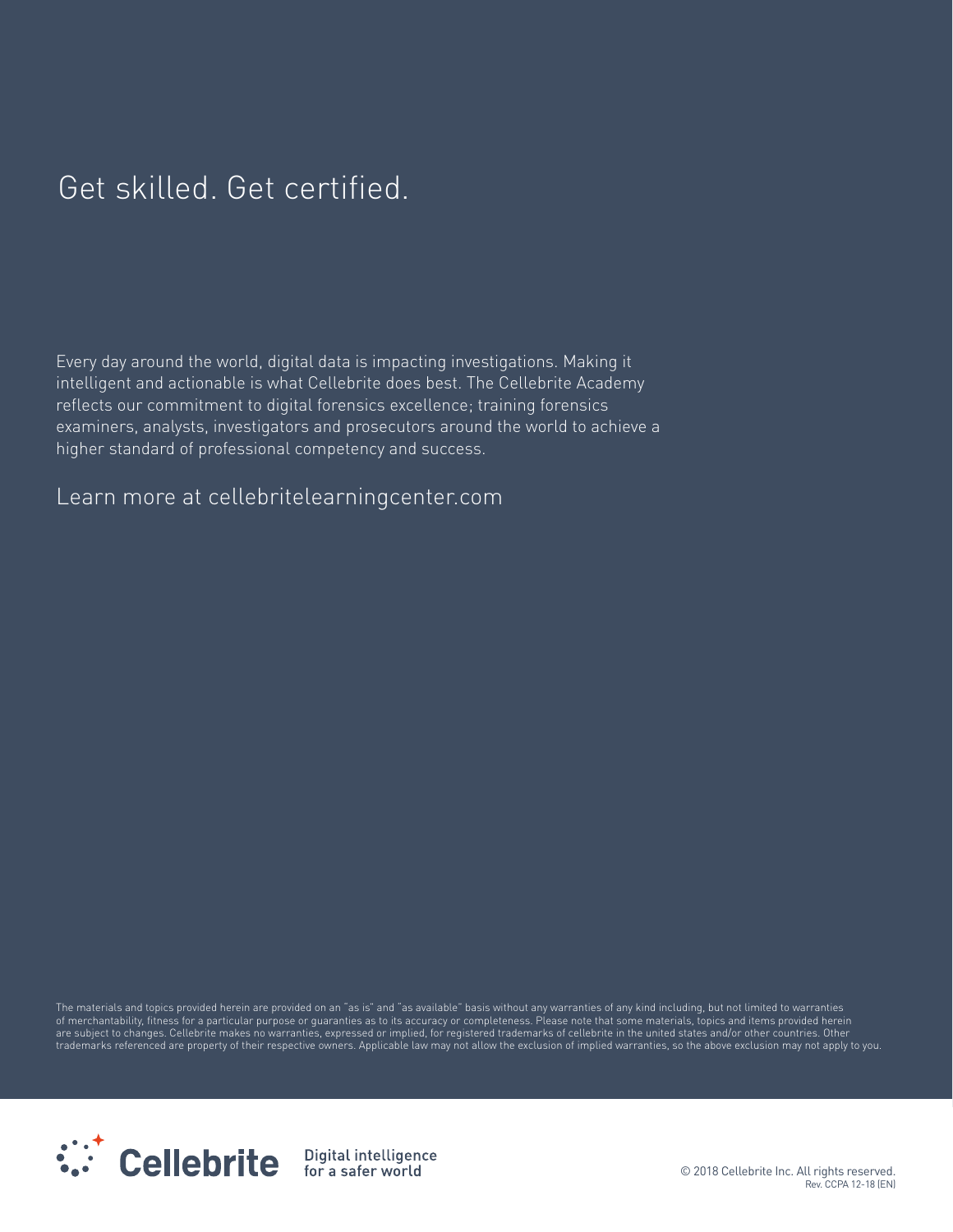# Get skilled. Get certified.

Every day around the world, digital data is impacting investigations. Making it intelligent and actionable is what Cellebrite does best. The Cellebrite Academy reflects our commitment to digital forensics excellence; training forensics examiners, analysts, investigators and prosecutors around the world to achieve a higher standard of professional competency and success.

Learn more at cellebritelearningcenter.com

The materials and topics provided herein are provided on an "as is" and "as available" basis without any warranties of any kind including, but not limited to warranties of merchantability, fitness for a particular purpose or guaranties as to its accuracy or completeness. Please note that some materials, topics and items provided herein are subject to changes. Cellebrite makes no warranties, expressed or implied, for registered trademarks of cellebrite in the united states and/or other countries. Other trademarks referenced are property of their respective owners. Applicable law may not allow the exclusion of implied warranties, so the above exclusion may not apply to you.

Cellebrite Digital intelligence for a safer world

© 2018 Cellebrite Inc. All rights reserved.
Rev. CCPA 12-18 (EN)